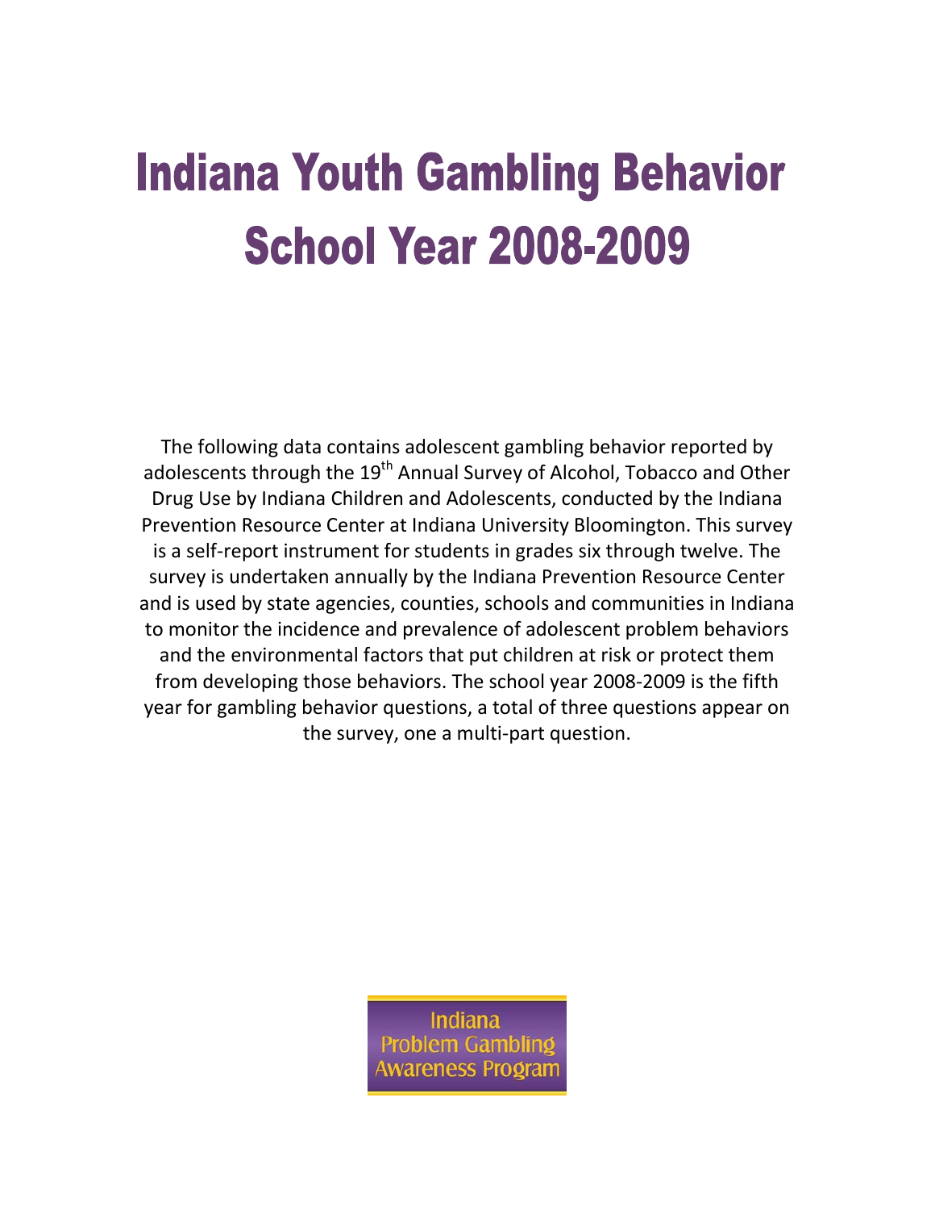# Indiana Youth Gambling Behavior School Year 2008-2009

The following data contains adolescent gambling behavior reported by adolescents through the 19th Annual Survey of Alcohol, Tobacco and Other Drug Use by Indiana Children and Adolescents, conducted by the Indiana Prevention Resource Center at Indiana University Bloomington. This survey is a self-report instrument for students in grades six through twelve. The survey is undertaken annually by the Indiana Prevention Resource Center and is used by state agencies, counties, schools and communities in Indiana to monitor the incidence and prevalence of adolescent problem behaviors and the environmental factors that put children at risk or protect them from developing those behaviors. The school year 2008-2009 is the fifth year for gambling behavior questions, a total of three questions appear on the survey, one a multi-part question.

Indiana Problem Gambling Awareness Program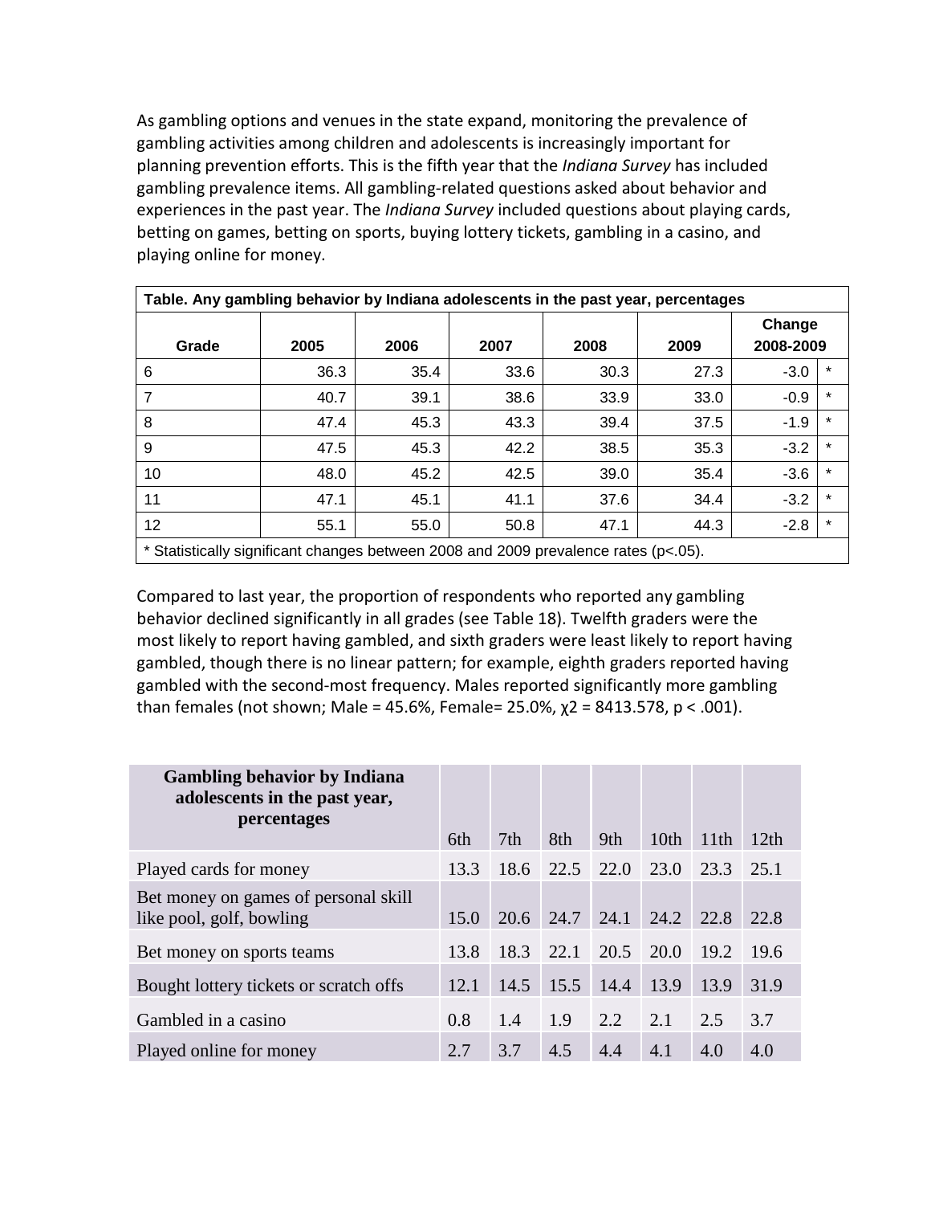As gambling options and venues in the state expand, monitoring the prevalence of gambling activities among children and adolescents is increasingly important for planning prevention efforts. This is the fifth year that the *Indiana Survey* has included gambling prevalence items. All gambling-related questions asked about behavior and experiences in the past year. The *Indiana Survey* included questions about playing cards, betting on games, betting on sports, buying lottery tickets, gambling in a casino, and playing online for money.

| Table. Any gambling behavior by Indiana adolescents in the past year, percentages | | | | | | | |
|---|---|---|---|---|---|---|---|
| Grade | 2005 | 2006 | 2007 | 2008 | 2009 | Change 2008-2009 | |
| 6 | 36.3 | 35.4 | 33.6 | 30.3 | 27.3 | -3.0 | * |
| 7 | 40.7 | 39.1 | 38.6 | 33.9 | 33.0 | -0.9 | * |
| 8 | 47.4 | 45.3 | 43.3 | 39.4 | 37.5 | -1.9 | * |
| 9 | 47.5 | 45.3 | 42.2 | 38.5 | 35.3 | -3.2 | * |
| 10 | 48.0 | 45.2 | 42.5 | 39.0 | 35.4 | -3.6 | * |
| 11 | 47.1 | 45.1 | 41.1 | 37.6 | 34.4 | -3.2 | * |
| 12 | 55.1 | 55.0 | 50.8 | 47.1 | 44.3 | -2.8 | * |

\* Statistically significant changes between 2008 and 2009 prevalence rates (p<.05).

Compared to last year, the proportion of respondents who reported any gambling behavior declined significantly in all grades (see Table 18). Twelfth graders were the most likely to report having gambled, and sixth graders were least likely to report having gambled, though there is no linear pattern; for example, eighth graders reported having gambled with the second-most frequency. Males reported significantly more gambling than females (not shown; Male = 45.6%, Female= 25.0%, $\chi 2 = 8413.578$, $p < .001$).

| Gambling behavior by Indiana adolescents in the past year, percentages | 6th | 7th | 8th | 9th | 10th | 11th | 12th |
|---|---|---|---|---|---|---|---|
| Played cards for money | 13.3 | 18.6 | 22.5 | 22.0 | 23.0 | 23.3 | 25.1 |
| Bet money on games of personal skill like pool, golf, bowling | 15.0 | 20.6 | 24.7 | 24.1 | 24.2 | 22.8 | 22.8 |
| Bet money on sports teams | 13.8 | 18.3 | 22.1 | 20.5 | 20.0 | 19.2 | 19.6 |
| Bought lottery tickets or scratch offs | 12.1 | 14.5 | 15.5 | 14.4 | 13.9 | 13.9 | 31.9 |
| Gambled in a casino | 0.8 | 1.4 | 1.9 | 2.2 | 2.1 | 2.5 | 3.7 |
| Played online for money | 2.7 | 3.7 | 4.5 | 4.4 | 4.1 | 4.0 | 4.0 |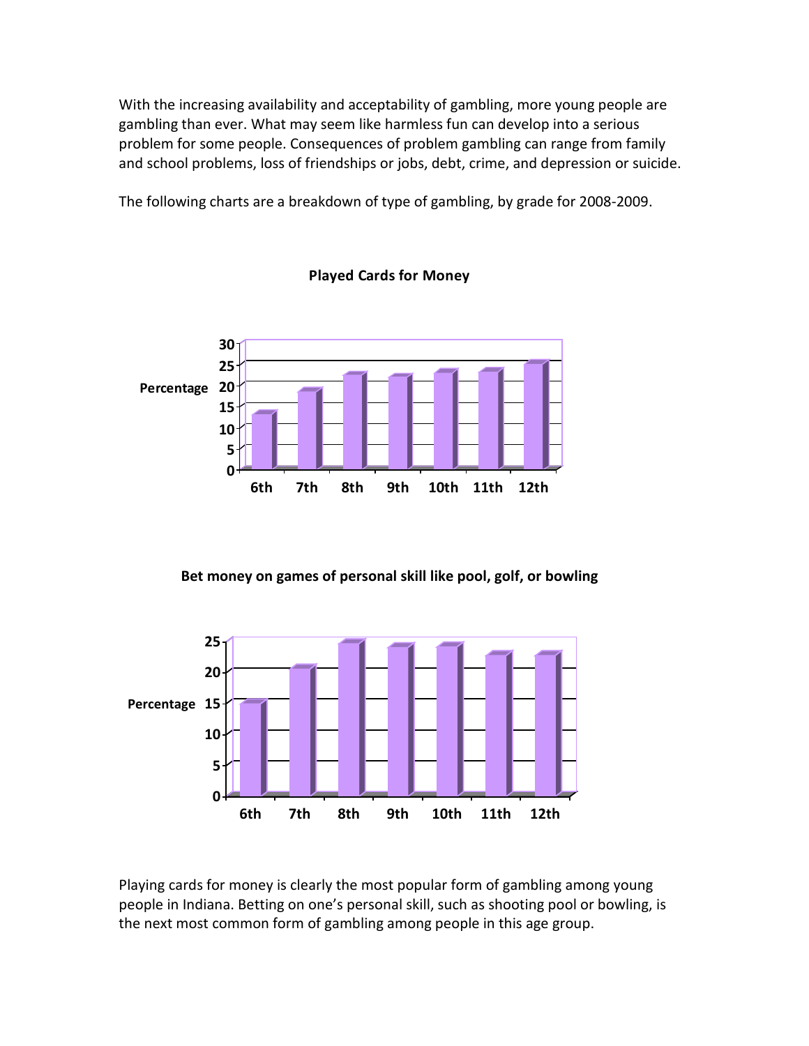With the increasing availability and acceptability of gambling, more young people are gambling than ever. What may seem like harmless fun can develop into a serious problem for some people. Consequences of problem gambling can range from family and school problems, loss of friendships or jobs, debt, crime, and depression or suicide.

The following charts are a breakdown of type of gambling, by grade for 2008-2009.

**Played Cards for Money**

**Bet money on games of personal skill like pool, golf, or bowling**

Playing cards for money is clearly the most popular form of gambling among young people in Indiana. Betting on one's personal skill, such as shooting pool or bowling, is the next most common form of gambling among people in this age group.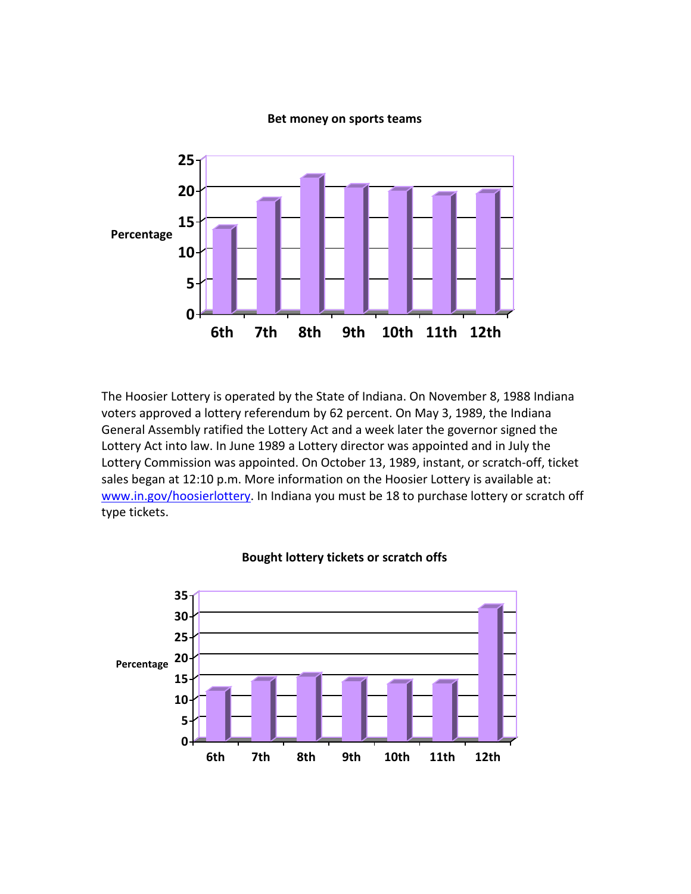**Bet money on sports teams**

Percentage

| | 6th | 7th | 8th | 9th | 10th | 11th | 12th |
|---|---|---|---|---|---|---|---|

The Hoosier Lottery is operated by the State of Indiana. On November 8, 1988 Indiana voters approved a lottery referendum by 62 percent. On May 3, 1989, the Indiana General Assembly ratified the Lottery Act and a week later the governor signed the Lottery Act into law. In June 1989 a Lottery director was appointed and in July the Lottery Commission was appointed. On October 13, 1989, instant, or scratch-off, ticket sales began at 12:10 p.m. More information on the Hoosier Lottery is available at: www.in.gov/hoosierlottery. In Indiana you must be 18 to purchase lottery or scratch off type tickets.

**Bought lottery tickets or scratch offs**

Percentage

| | 6th | 7th | 8th | 9th | 10th | 11th | 12th |
|---|---|---|---|---|---|---|---|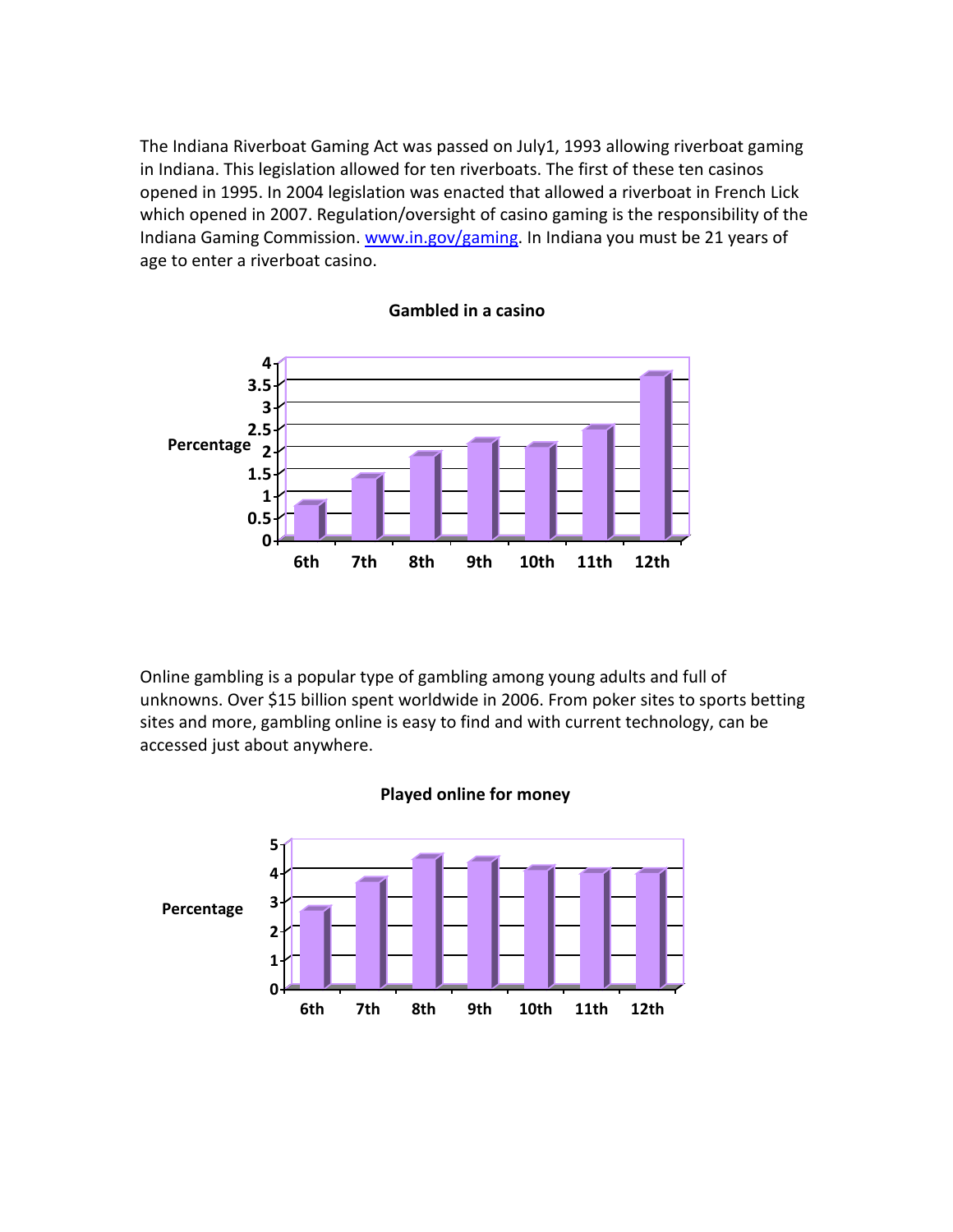The Indiana Riverboat Gaming Act was passed on July1, 1993 allowing riverboat gaming in Indiana. This legislation allowed for ten riverboats. The first of these ten casinos opened in 1995. In 2004 legislation was enacted that allowed a riverboat in French Lick which opened in 2007. Regulation/oversight of casino gaming is the responsibility of the Indiana Gaming Commission. [www.in.gov/gaming](http://www.in.gov/gaming). In Indiana you must be 21 years of age to enter a riverboat casino.

**Gambled in a casino**

Percentage

0, 0.5, 1, 1.5, 2, 2.5, 3, 3.5, 4

6th 7th 8th 9th 10th 11th 12th

Online gambling is a popular type of gambling among young adults and full of unknowns. Over $15 billion spent worldwide in 2006. From poker sites to sports betting sites and more, gambling online is easy to find and with current technology, can be accessed just about anywhere.

**Played online for money**

Percentage

0, 1, 2, 3, 4, 5

6th 7th 8th 9th 10th 11th 12th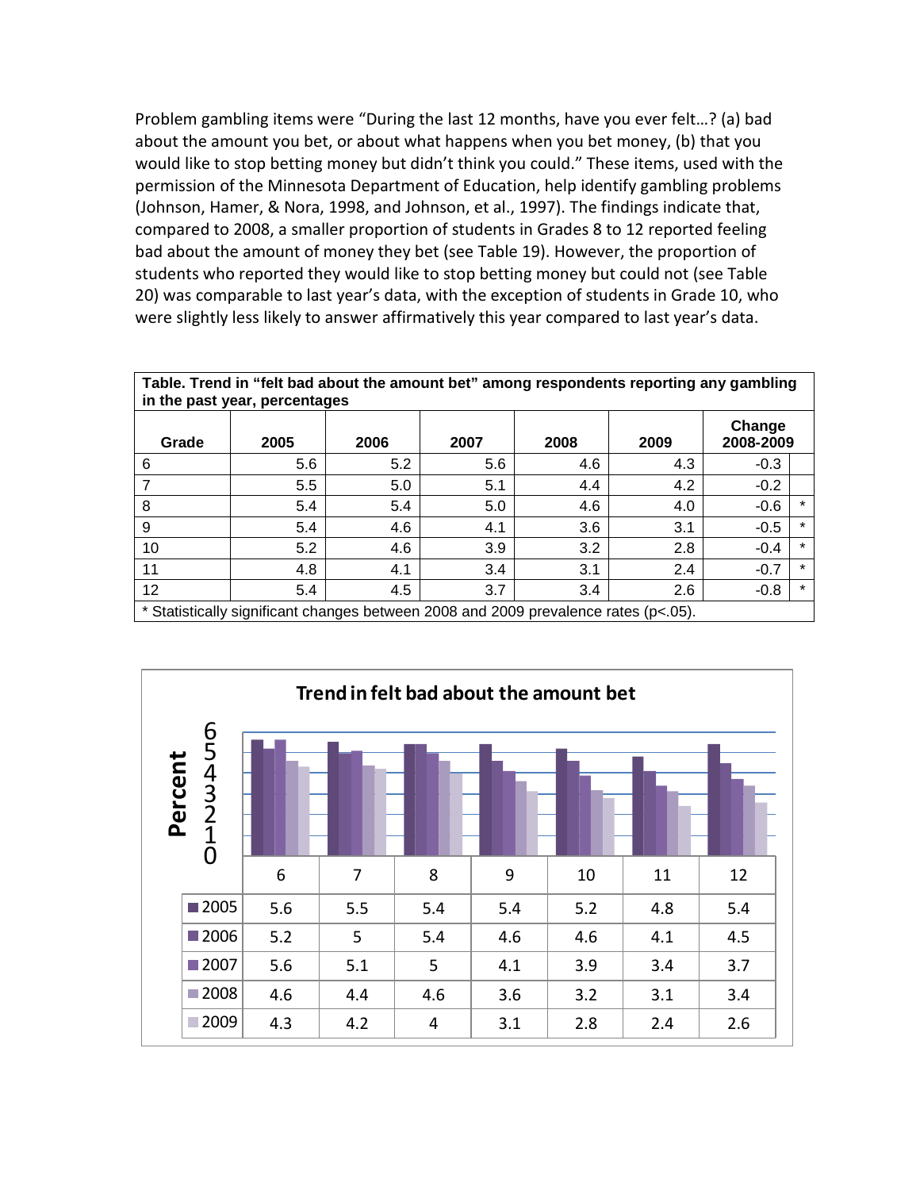Problem gambling items were "During the last 12 months, have you ever felt…? (a) bad about the amount you bet, or about what happens when you bet money, (b) that you would like to stop betting money but didn't think you could." These items, used with the permission of the Minnesota Department of Education, help identify gambling problems (Johnson, Hamer, & Nora, 1998, and Johnson, et al., 1997). The findings indicate that, compared to 2008, a smaller proportion of students in Grades 8 to 12 reported feeling bad about the amount of money they bet (see Table 19). However, the proportion of students who reported they would like to stop betting money but could not (see Table 20) was comparable to last year's data, with the exception of students in Grade 10, who were slightly less likely to answer affirmatively this year compared to last year's data.

**Table. Trend in "felt bad about the amount bet" among respondents reporting any gambling in the past year, percentages**

| Grade | 2005 | 2006 | 2007 | 2008 | 2009 | Change 2008-2009 | |
|---|---|---|---|---|---|---|---|
| 6 | 5.6 | 5.2 | 5.6 | 4.6 | 4.3 | -0.3 | |
| 7 | 5.5 | 5.0 | 5.1 | 4.4 | 4.2 | -0.2 | |
| 8 | 5.4 | 5.4 | 5.0 | 4.6 | 4.0 | -0.6 | * |
| 9 | 5.4 | 4.6 | 4.1 | 3.6 | 3.1 | -0.5 | * |
| 10 | 5.2 | 4.6 | 3.9 | 3.2 | 2.8 | -0.4 | * |
| 11 | 4.8 | 4.1 | 3.4 | 3.1 | 2.4 | -0.7 | * |
| 12 | 5.4 | 4.5 | 3.7 | 3.4 | 2.6 | -0.8 | * |

* Statistically significant changes between 2008 and 2009 prevalence rates (p<.05).

**Trend in felt bad about the amount bet**

| | 6 | 7 | 8 | 9 | 10 | 11 | 12 |
|---|---|---|---|---|---|---|---|
| 2005 | 5.6 | 5.5 | 5.4 | 5.4 | 5.2 | 4.8 | 5.4 |
| 2006 | 5.2 | 5 | 5.4 | 4.6 | 4.6 | 4.1 | 4.5 |
| 2007 | 5.6 | 5.1 | 5 | 4.1 | 3.9 | 3.4 | 3.7 |
| 2008 | 4.6 | 4.4 | 4.6 | 3.6 | 3.2 | 3.1 | 3.4 |
| 2009 | 4.3 | 4.2 | 4 | 3.1 | 2.8 | 2.4 | 2.6 |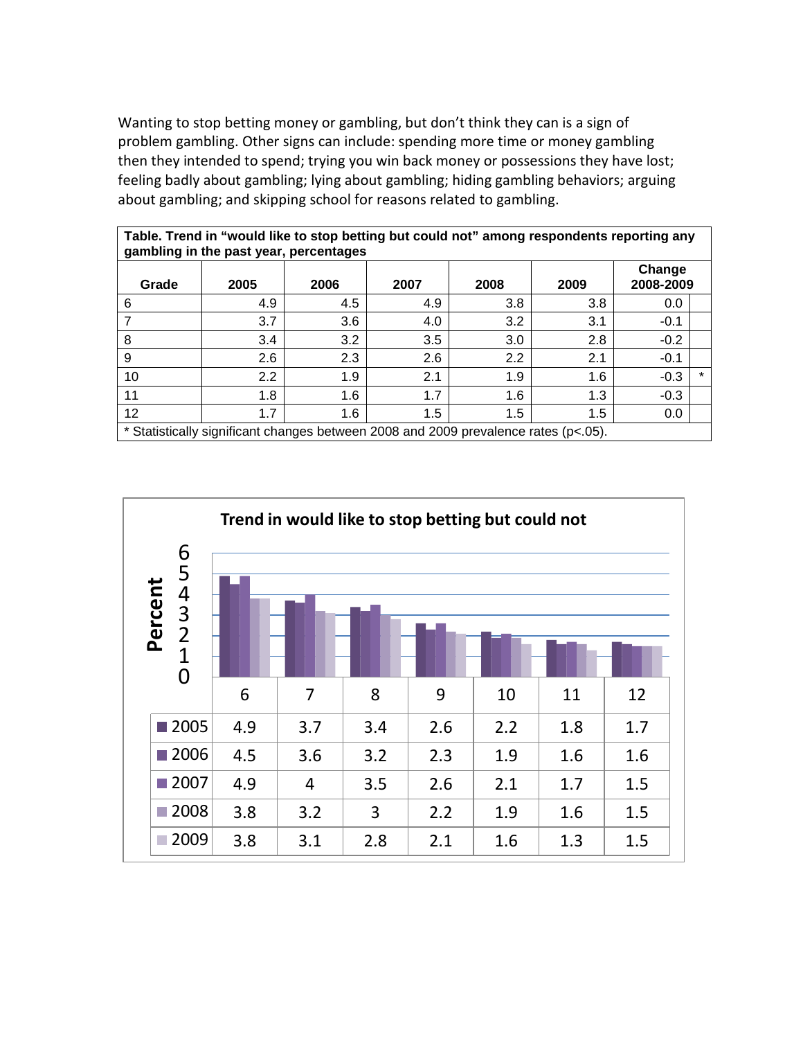Wanting to stop betting money or gambling, but don't think they can is a sign of problem gambling. Other signs can include: spending more time or money gambling then they intended to spend; trying you win back money or possessions they have lost; feeling badly about gambling; lying about gambling; hiding gambling behaviors; arguing about gambling; and skipping school for reasons related to gambling.

**Table. Trend in "would like to stop betting but could not" among respondents reporting any gambling in the past year, percentages**

| Grade | 2005 | 2006 | 2007 | 2008 | 2009 | Change 2008-2009 | |
|---|---|---|---|---|---|---|---|
| 6 | 4.9 | 4.5 | 4.9 | 3.8 | 3.8 | 0.0 | |
| 7 | 3.7 | 3.6 | 4.0 | 3.2 | 3.1 | -0.1 | |
| 8 | 3.4 | 3.2 | 3.5 | 3.0 | 2.8 | -0.2 | |
| 9 | 2.6 | 2.3 | 2.6 | 2.2 | 2.1 | -0.1 | |
| 10 | 2.2 | 1.9 | 2.1 | 1.9 | 1.6 | -0.3 | * |
| 11 | 1.8 | 1.6 | 1.7 | 1.6 | 1.3 | -0.3 | |
| 12 | 1.7 | 1.6 | 1.5 | 1.5 | 1.5 | 0.0 | |

* Statistically significant changes between 2008 and 2009 prevalence rates (p<.05).

**Trend in would like to stop betting but could not**

| | 6 | 7 | 8 | 9 | 10 | 11 | 12 |
|---|---|---|---|---|---|---|---|
| 2005 | 4.9 | 3.7 | 3.4 | 2.6 | 2.2 | 1.8 | 1.7 |
| 2006 | 4.5 | 3.6 | 3.2 | 2.3 | 1.9 | 1.6 | 1.6 |
| 2007 | 4.9 | 4 | 3.5 | 2.6 | 2.1 | 1.7 | 1.5 |
| 2008 | 3.8 | 3.2 | 3 | 2.2 | 1.9 | 1.6 | 1.5 |
| 2009 | 3.8 | 3.1 | 2.8 | 2.1 | 1.6 | 1.3 | 1.5 |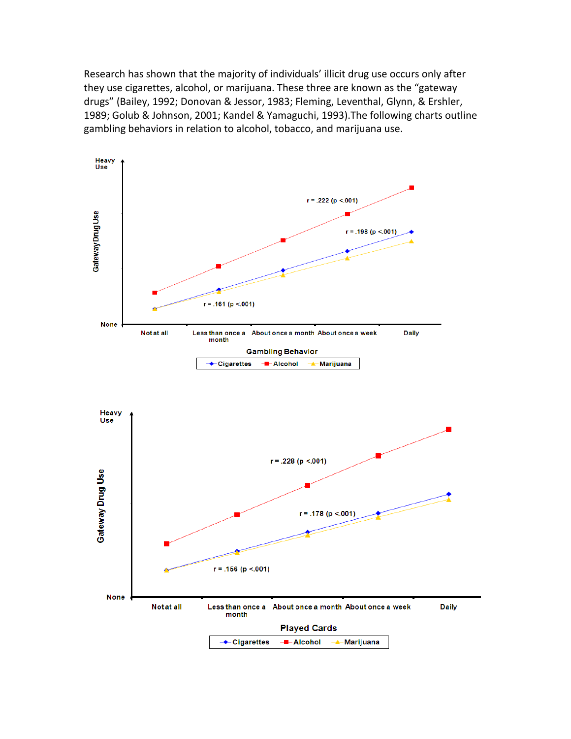Research has shown that the majority of individuals' illicit drug use occurs only after they use cigarettes, alcohol, or marijuana. These three are known as the "gateway drugs" (Bailey, 1992; Donovan & Jessor, 1983; Fleming, Leventhal, Glynn, & Ershler, 1989; Golub & Johnson, 2001; Kandel & Yamaguchi, 1993).The following charts outline gambling behaviors in relation to alcohol, tobacco, and marijuana use.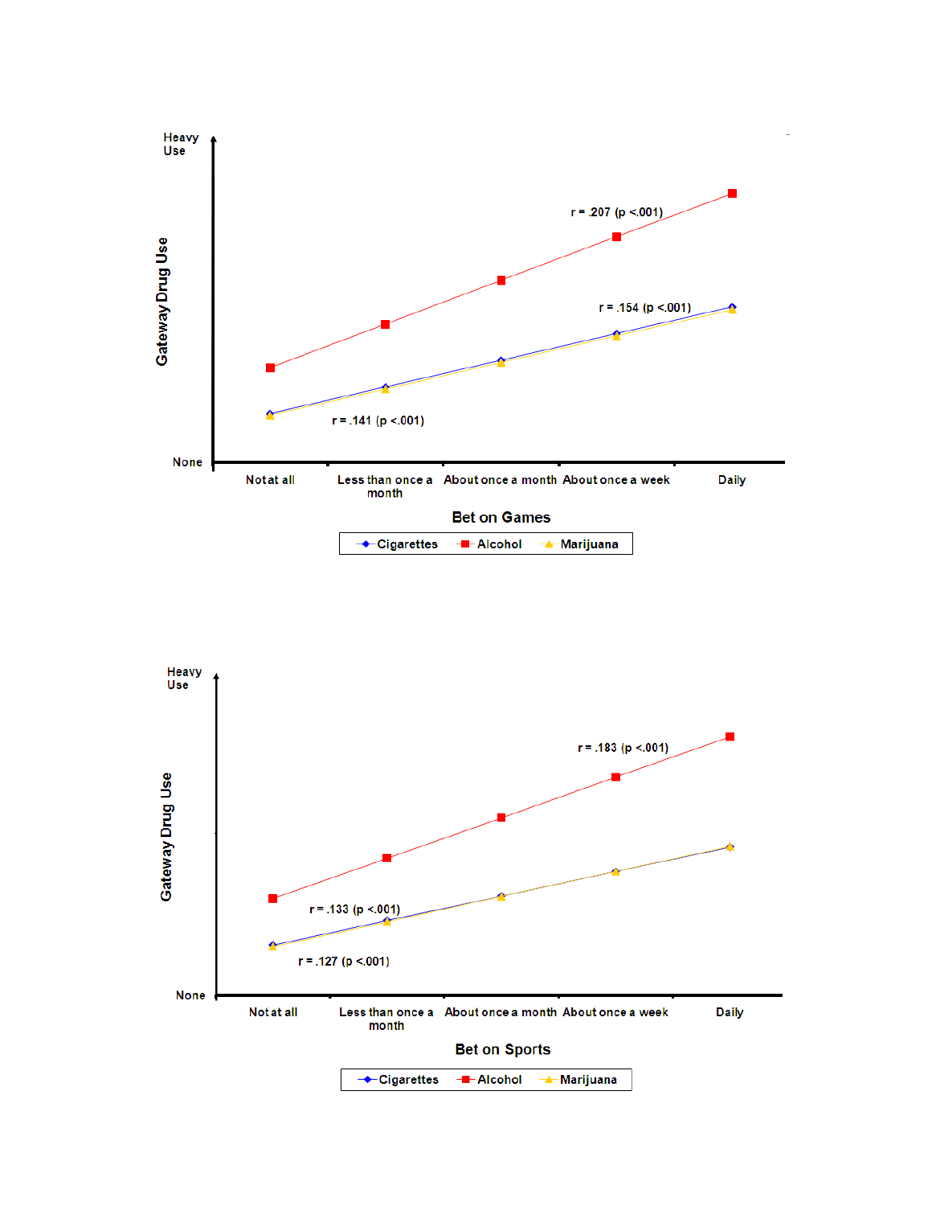Heavy Use

Gateway Drug Use

r = .207 (p <.001)

r = .154 (p <.001)

r = .141 (p <.001)

None

Not at all | Less than once a month | About once a month | About once a week | Daily

**Bet on Games**

Cigarettes | Alcohol | Marijuana

Heavy Use

Gateway Drug Use

r = .183 (p <.001)

r = .133 (p <.001)

r = .127 (p <.001)

None

Not at all | Less than once a month | About once a month | About once a week | Daily

**Bet on Sports**

Cigarettes | Alcohol | Marijuana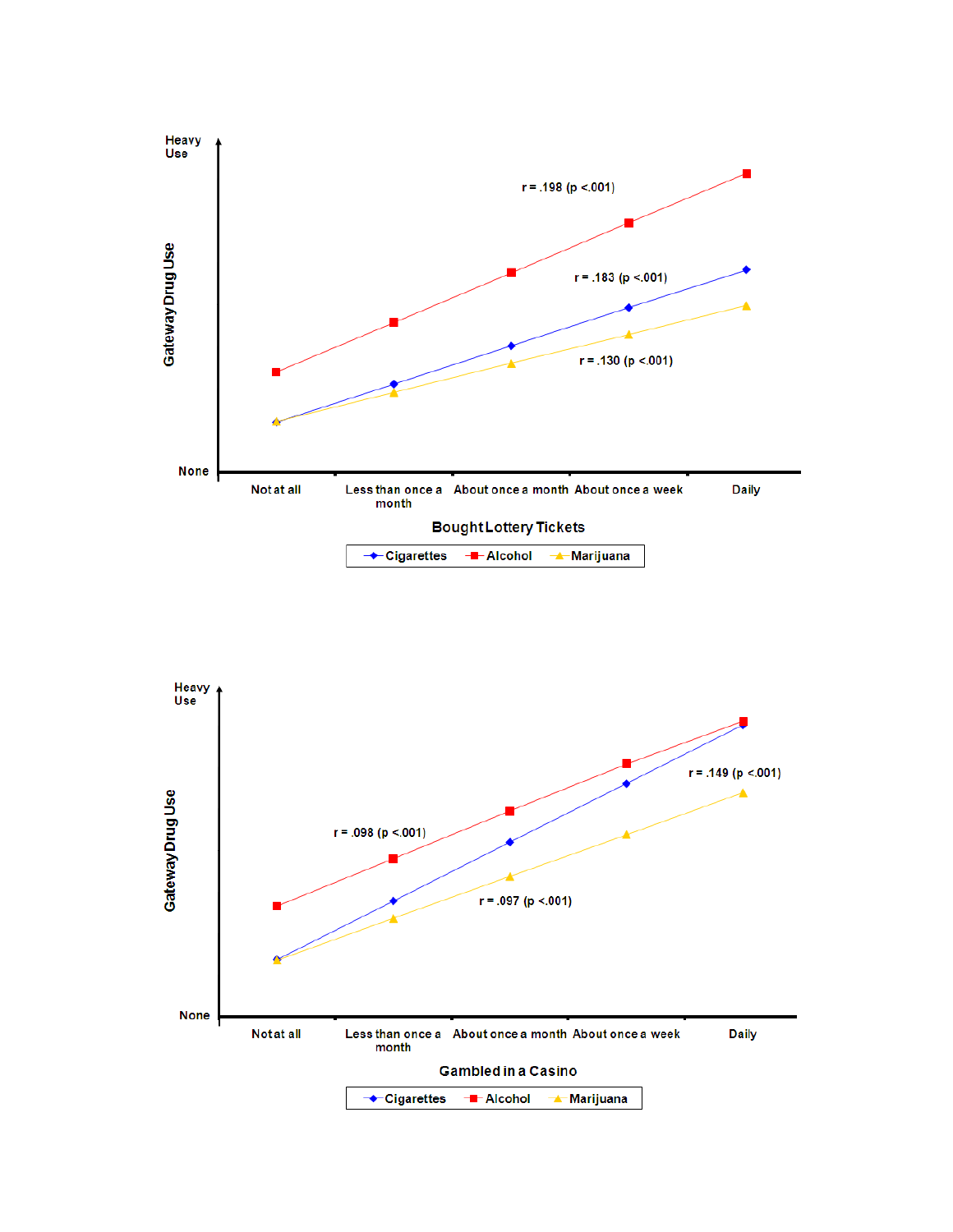Heavy Use

Gateway Drug Use

None

r = .198 (p <.001)

r = .183 (p <.001)

r = .130 (p <.001)

Not at all | Less than once a month | About once a month | About once a week | Daily

**Bought Lottery Tickets**

Cigarettes | Alcohol | Marijuana

Heavy Use

Gateway Drug Use

None

r = .098 (p <.001)

r = .149 (p <.001)

r = .097 (p <.001)

Not at all | Less than once a month | About once a month | About once a week | Daily

**Gambled in a Casino**

Cigarettes | Alcohol | Marijuana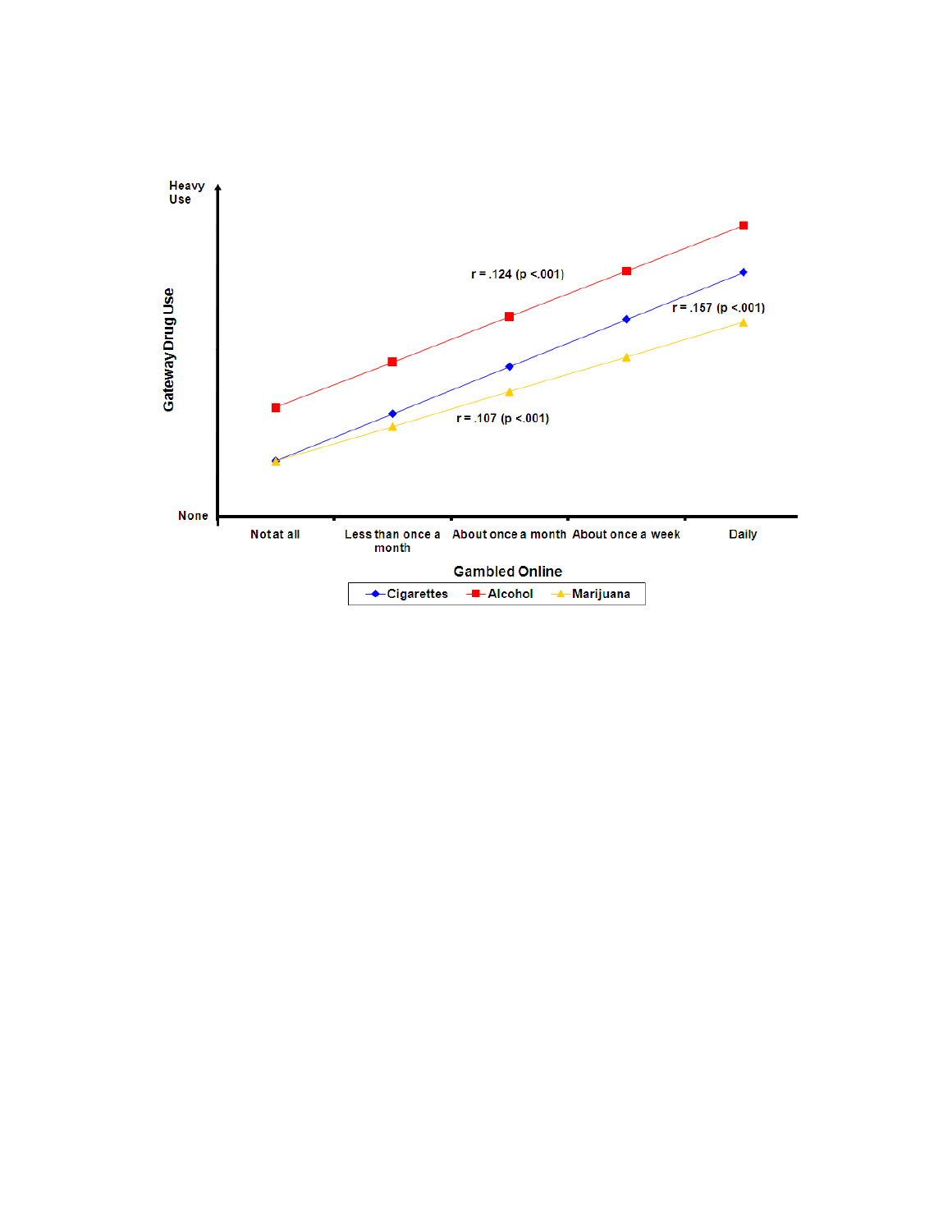Heavy Use

Gateway Drug Use

None

r = .124 (p <.001)

r = .157 (p <.001)

r = .107 (p <.001)

Not at all | Less than once a month | About once a month | About once a week | Daily

Gambled Online

Cigarettes | Alcohol | Marijuana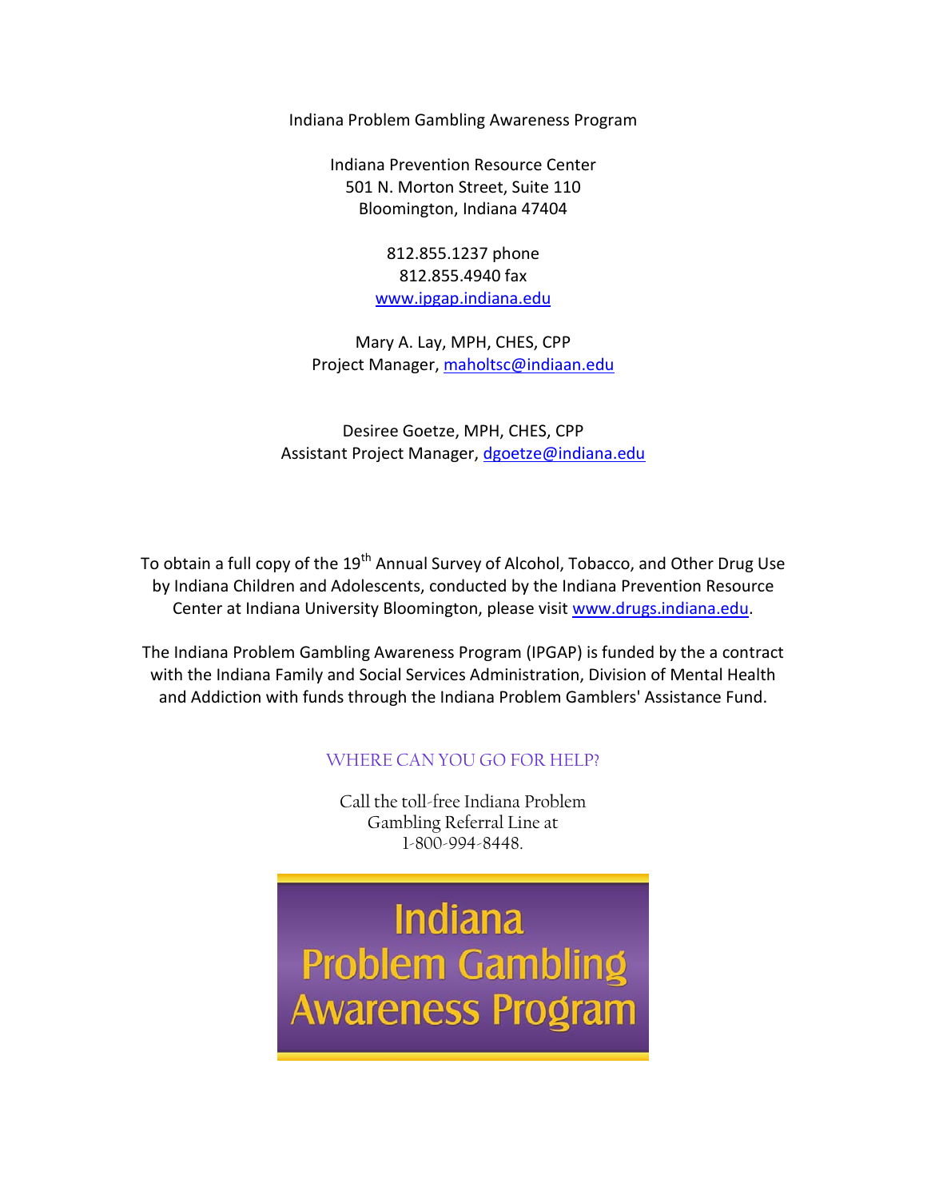Indiana Problem Gambling Awareness Program

Indiana Prevention Resource Center
501 N. Morton Street, Suite 110
Bloomington, Indiana 47404

812.855.1237 phone
812.855.4940 fax
www.ipgap.indiana.edu

Mary A. Lay, MPH, CHES, CPP
Project Manager, maholtsc@indiaan.edu

Desiree Goetze, MPH, CHES, CPP
Assistant Project Manager, dgoetze@indiana.edu

To obtain a full copy of the 19th Annual Survey of Alcohol, Tobacco, and Other Drug Use by Indiana Children and Adolescents, conducted by the Indiana Prevention Resource Center at Indiana University Bloomington, please visit www.drugs.indiana.edu.

The Indiana Problem Gambling Awareness Program (IPGAP) is funded by the a contract with the Indiana Family and Social Services Administration, Division of Mental Health and Addiction with funds through the Indiana Problem Gamblers' Assistance Fund.

## WHERE CAN YOU GO FOR HELP?

Call the toll-free Indiana Problem Gambling Referral Line at 1-800-994-8448.

Indiana Problem Gambling Awareness Program